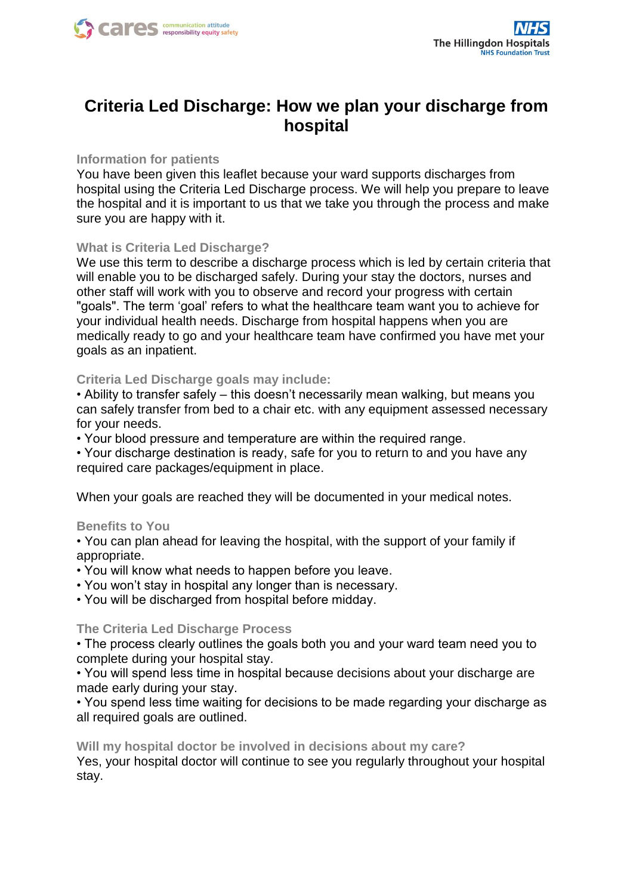# Criteria Led Discharge: How we plan your discharge from hospital

## Information for patients

You have been given this leaflet because your ward supports discharges from hospital using the Criteria Led Discharge process. We will help you prepare to leave the hospital and it is important to us that we take you through the process and make sure you are happy with it.

## What is Criteria Led Discharge?

We use this term to describe a discharge process which is led by certain criteria that will enable you to be discharged safely. During your stay the doctors, nurses and other staff will work with you to observe and record your progress with certain "goals". The term 'goal' refers to what the healthcare team want you to achieve for your individual health needs. Discharge from hospital happens when you are medically ready to go and your healthcare team have confirmed you have met your goals as an inpatient.

## Criteria Led Discharge goals may include:

- Ability to transfer safely – this doesn't necessarily mean walking, but means you can safely transfer from bed to a chair etc. with any equipment assessed necessary for your needs.
- Your blood pressure and temperature are within the required range.
- Your discharge destination is ready, safe for you to return to and you have any required care packages/equipment in place.

When your goals are reached they will be documented in your medical notes.

## Benefits to You

- You can plan ahead for leaving the hospital, with the support of your family if appropriate.
- You will know what needs to happen before you leave.
- You won't stay in hospital any longer than is necessary.
- You will be discharged from hospital before midday.

## The Criteria Led Discharge Process

- The process clearly outlines the goals both you and your ward team need you to complete during your hospital stay.
- You will spend less time in hospital because decisions about your discharge are made early during your stay.
- You spend less time waiting for decisions to be made regarding your discharge as all required goals are outlined.

## Will my hospital doctor be involved in decisions about my care?

Yes, your hospital doctor will continue to see you regularly throughout your hospital stay.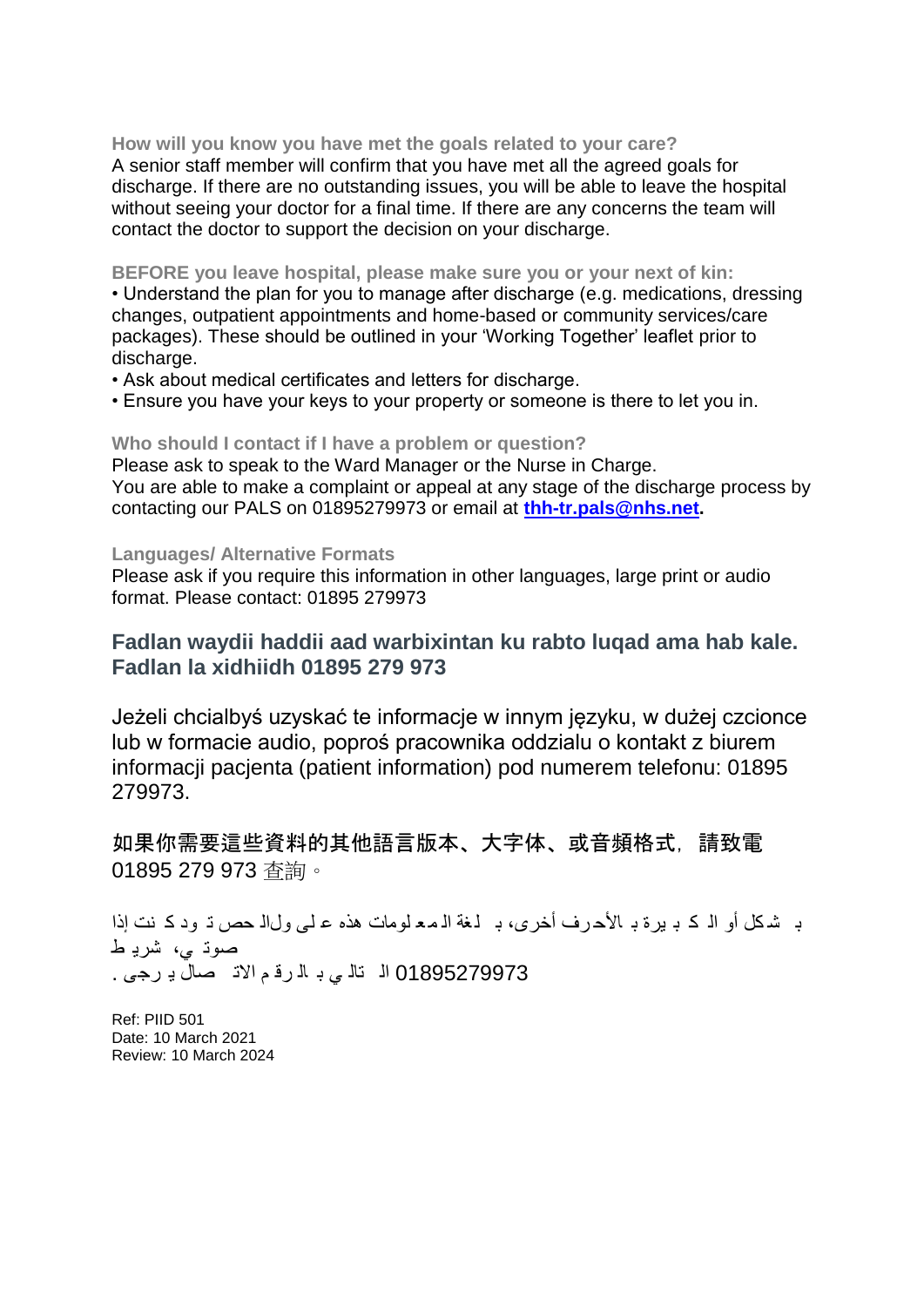### How will you know you have met the goals related to your care?

A senior staff member will confirm that you have met all the agreed goals for discharge. If there are no outstanding issues, you will be able to leave the hospital without seeing your doctor for a final time. If there are any concerns the team will contact the doctor to support the decision on your discharge.

### BEFORE you leave hospital, please make sure you or your next of kin:

- Understand the plan for you to manage after discharge (e.g. medications, dressing changes, outpatient appointments and home-based or community services/care packages). These should be outlined in your 'Working Together' leaflet prior to discharge.
- Ask about medical certificates and letters for discharge.
- Ensure you have your keys to your property or someone is there to let you in.

### Who should I contact if I have a problem or question?

Please ask to speak to the Ward Manager or the Nurse in Charge.
You are able to make a complaint or appeal at any stage of the discharge process by contacting our PALS on 01895279973 or email at **thh-tr.pals@nhs.net.**

### Languages/ Alternative Formats

Please ask if you require this information in other languages, large print or audio format. Please contact: 01895 279973

**Fadlan waydii haddii aad warbixintan ku rabto luqad ama hab kale. Fadlan la xidhiidh 01895 279 973**

Jeżeli chcialbyś uzyskać te informacje w innym języku, w dużej czcionce lub w formacie audio, poproś pracownika oddzialu o kontakt z biurem informacji pacjenta (patient information) pod numerem telefonu: 01895 279973.

如果你需要這些資料的其他語言版本、大字体、或音頻格式，請致電 01895 279 973 查詢。

إذا كنت ترغب في الحصول على هذه المعلومات بلغة أخرى، بالأحرف الكبيرة أو بشكل شريط صوتي،
يرجى الاتصال بالرقم التالي 01895279973 .

Ref: PIID 501
Date: 10 March 2021
Review: 10 March 2024